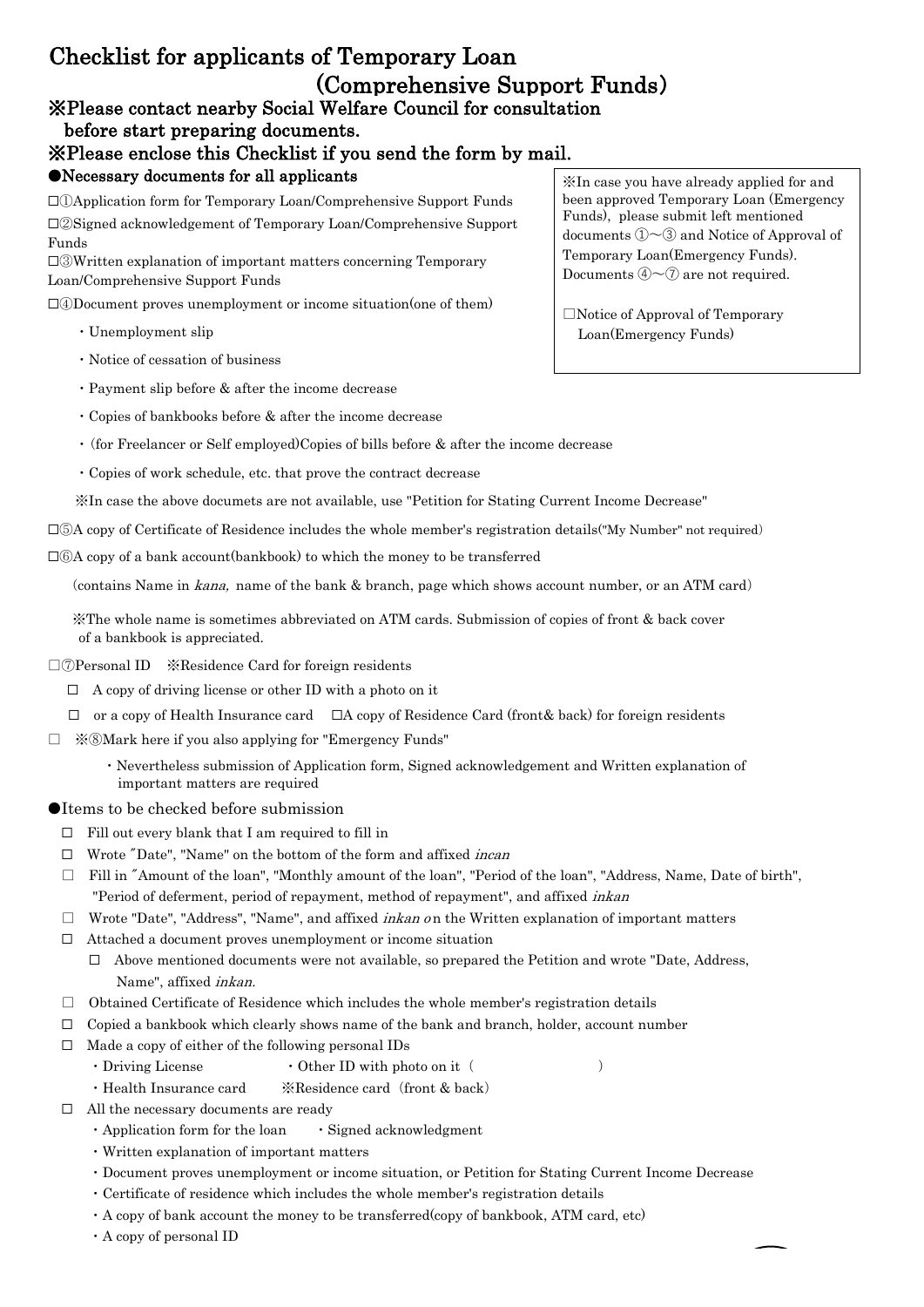# Checklist for applicants of Temporary Loan (Comprehensive Support Funds)

## ※Please contact nearby Social Welfare Council for consultation before start preparing documents.

## ※Please enclose this Checklist if you send the form by mail.

●Necessary documents for all applicants

※In case you have already applied for and been approved Temporary Loan (Emergency Funds), please submit left mentioned documents ①～③ and Notice of Approval of Temporary Loan(Emergency Funds). Documents ④～⑦ are not required.

□Notice of Approval of Temporary Loan(Emergency Funds)

□①Application form for Temporary Loan/Comprehensive Support Funds

□②Signed acknowledgement of Temporary Loan/Comprehensive Support Funds

□③Written explanation of important matters concerning Temporary Loan/Comprehensive Support Funds

□④Document proves unemployment or income situation(one of them)

- ・Unemployment slip
- ・Notice of cessation of business
- ・Payment slip before & after the income decrease
- ・Copies of bankbooks before & after the income decrease
- ・(for Freelancer or Self employed)Copies of bills before & after the income decrease
- ・Copies of work schedule, etc. that prove the contract decrease

※In case the above documets are not available, use "Petition for Stating Current Income Decrease"

□⑤A copy of Certificate of Residence includes the whole member's registration details("My Number" not required)

□⑥A copy of a bank account(bankbook) to which the money to be transferred

(contains Name in *kana,* name of the bank & branch, page which shows account number, or an ATM card)

※The whole name is sometimes abbreviated on ATM cards. Submission of copies of front & back cover of a bankbook is appreciated.

□⑦Personal ID ※Residence Card for foreign residents

- □ A copy of driving license or other ID with a photo on it
- □ or a copy of Health Insurance card □A copy of Residence Card (front& back) for foreign residents

□ ※⑧Mark here if you also applying for "Emergency Funds"

- ・Nevertheless submission of Application form, Signed acknowledgement and Written explanation of important matters are required

●Items to be checked before submission

- □ Fill out every blank that I am required to fill in
- □ Wrote "Date", "Name" on the bottom of the form and affixed *incan*
- □ Fill in "Amount of the loan", "Monthly amount of the loan", "Period of the loan", "Address, Name, Date of birth", "Period of deferment, period of repayment, method of repayment", and affixed *inkan*
- □ Wrote "Date", "Address", "Name", and affixed *inkan o*n the Written explanation of important matters
- □ Attached a document proves unemployment or income situation
  - □ Above mentioned documents were not available, so prepared the Petition and wrote "Date, Address, Name", affixed *inkan*.
- □ Obtained Certificate of Residence which includes the whole member's registration details
- □ Copied a bankbook which clearly shows name of the bank and branch, holder, account number
- □ Made a copy of either of the following personal IDs
  - ・Driving License　　・Other ID with photo on it（　　　　　）
  - ・Health Insurance card　　※Residence card（front & back）
- □ All the necessary documents are ready
  - ・Application form for the loan　　・Signed acknowledgment
  - ・Written explanation of important matters
  - ・Document proves unemployment or income situation, or Petition for Stating Current Income Decrease
  - ・Certificate of residence which includes the whole member's registration details
  - ・A copy of bank account the money to be transferred(copy of bankbook, ATM card, etc)
  - ・A copy of personal ID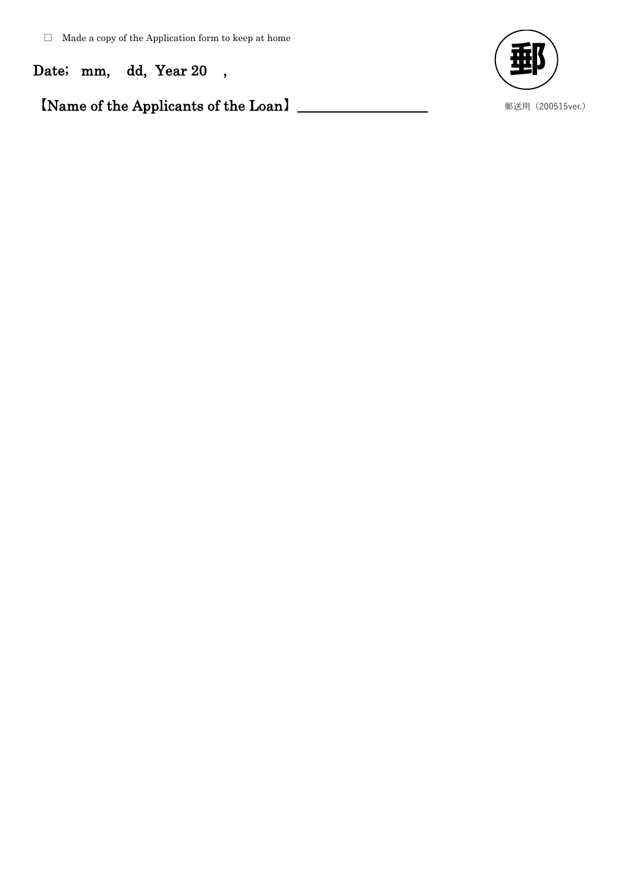□ Made a copy of the Application form to keep at home

Date; mm, dd, Year 20 ,

郵

郵送用（200515ver.）

【Name of the Applicants of the Loan】 ___________________